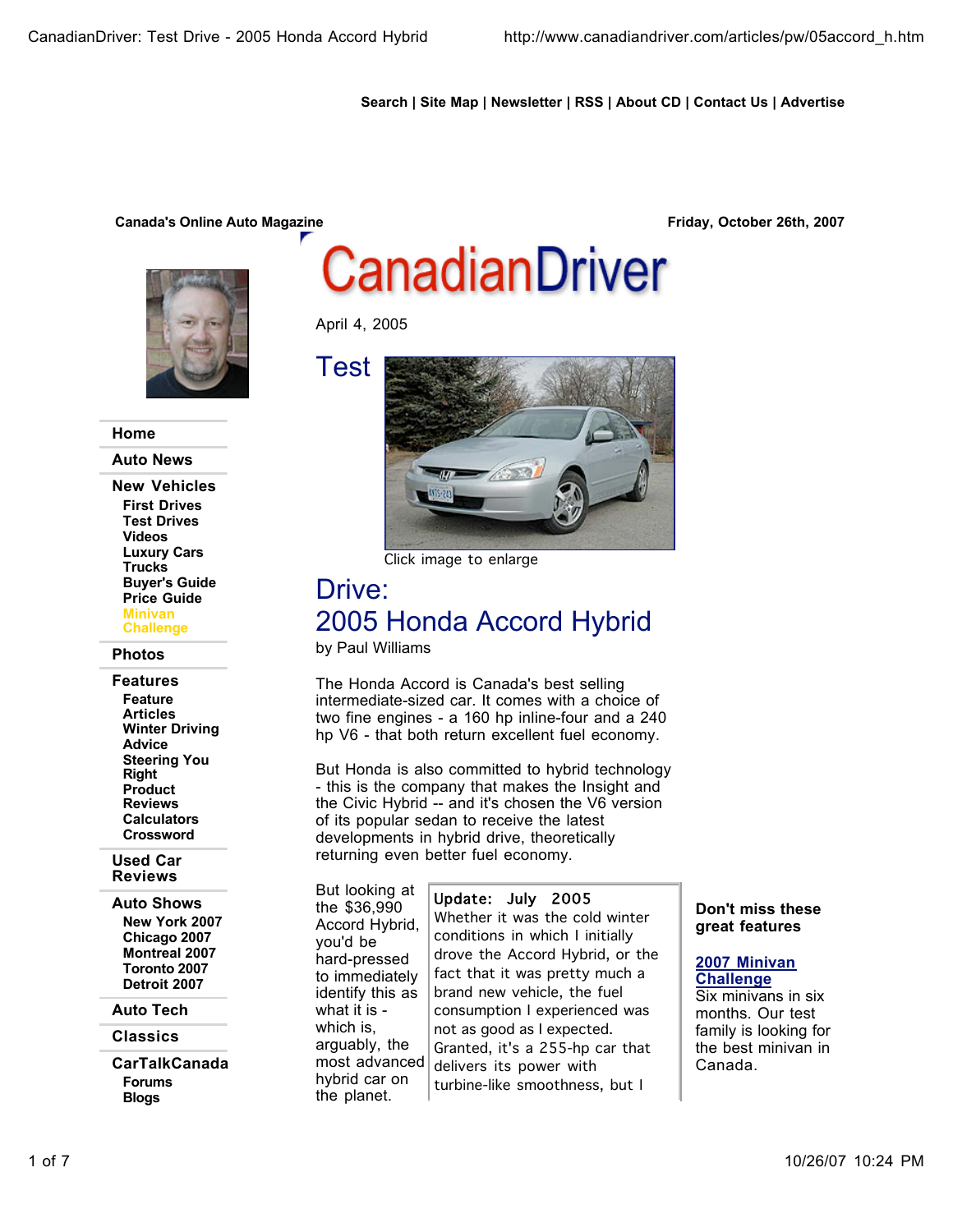Search | Site Map | Newsletter | RSS | About CD | Contact Us | Advertise

Canada's Online Auto Magazine

Friday, October 26th, 2007

- Home
- Auto News
- New Vehicles
  - First Drives
  - Test Drives
  - Videos
  - Luxury Cars
  - Trucks
  - Buyer's Guide
  - Price Guide
  - Minivan Challenge
- Photos
- Features
  - Feature Articles
  - Winter Driving Advice
  - Steering You Right
  - Product Reviews
  - Calculators
  - Crossword
- Used Car Reviews
- Auto Shows
  - New York 2007
  - Chicago 2007
  - Montreal 2007
  - Toronto 2007
  - Detroit 2007
- Auto Tech
- Classics
- CarTalkCanada
  - Forums
  - Blogs

# CanadianDriver

April 4, 2005

Click image to enlarge

# Test Drive: 2005 Honda Accord Hybrid

by Paul Williams

The Honda Accord is Canada's best selling intermediate-sized car. It comes with a choice of two fine engines - a 160 hp inline-four and a 240 hp V6 - that both return excellent fuel economy.

But Honda is also committed to hybrid technology - this is the company that makes the Insight and the Civic Hybrid -- and it's chosen the V6 version of its popular sedan to receive the latest developments in hybrid drive, theoretically returning even better fuel economy.

But looking at the $36,990 Accord Hybrid, you'd be hard-pressed to immediately identify this as what it is - which is, arguably, the most advanced hybrid car on the planet.

**Update: July 2005**
Whether it was the cold winter conditions in which I initially drove the Accord Hybrid, or the fact that it was pretty much a brand new vehicle, the fuel consumption I experienced was not as good as I expected. Granted, it's a 255-hp car that delivers its power with turbine-like smoothness, but I

**Don't miss these great features**

**2007 Minivan Challenge**
Six minivans in six months. Our test family is looking for the best minivan in Canada.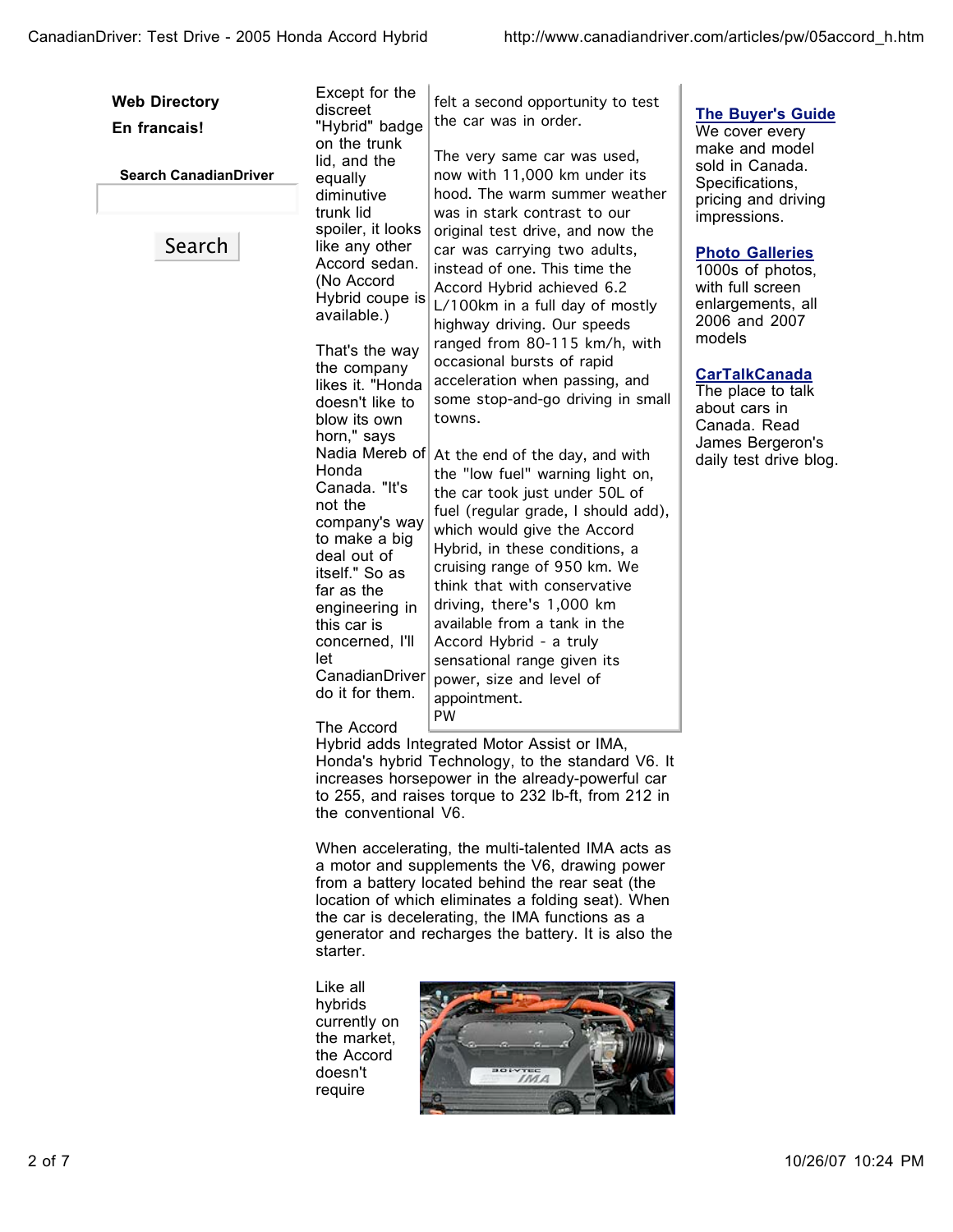**Web Directory**

**En francais!**

**Search CanadianDriver**

Search

Except for the discreet "Hybrid" badge on the trunk lid, and the equally diminutive trunk lid spoiler, it looks like any other Accord sedan. (No Accord Hybrid coupe is available.)

That's the way the company likes it. "Honda doesn't like to blow its own horn," says Nadia Mereb of Honda Canada. "It's not the company's way to make a big deal out of itself." So as far as the engineering in this car is concerned, I'll let CanadianDriver do it for them.

> felt a second opportunity to test the car was in order.
>
> The very same car was used, now with 11,000 km under its hood. The warm summer weather was in stark contrast to our original test drive, and now the car was carrying two adults, instead of one. This time the Accord Hybrid achieved 6.2 L/100km in a full day of mostly highway driving. Our speeds ranged from 80-115 km/h, with occasional bursts of rapid acceleration when passing, and some stop-and-go driving in small towns.
>
> At the end of the day, and with the "low fuel" warning light on, the car took just under 50L of fuel (regular grade, I should add), which would give the Accord Hybrid, in these conditions, a cruising range of 950 km. We think that with conservative driving, there's 1,000 km available from a tank in the Accord Hybrid - a truly sensational range given its power, size and level of appointment.
> PW

The Accord Hybrid adds Integrated Motor Assist or IMA, Honda's hybrid Technology, to the standard V6. It increases horsepower in the already-powerful car to 255, and raises torque to 232 lb-ft, from 212 in the conventional V6.

When accelerating, the multi-talented IMA acts as a motor and supplements the V6, drawing power from a battery located behind the rear seat (the location of which eliminates a folding seat). When the car is decelerating, the IMA functions as a generator and recharges the battery. It is also the starter.

Like all hybrids currently on the market, the Accord doesn't require

**The Buyer's Guide**
We cover every make and model sold in Canada. Specifications, pricing and driving impressions.

**Photo Galleries**
1000s of photos, with full screen enlargements, all 2006 and 2007 models

**CarTalkCanada**
The place to talk about cars in Canada. Read James Bergeron's daily test drive blog.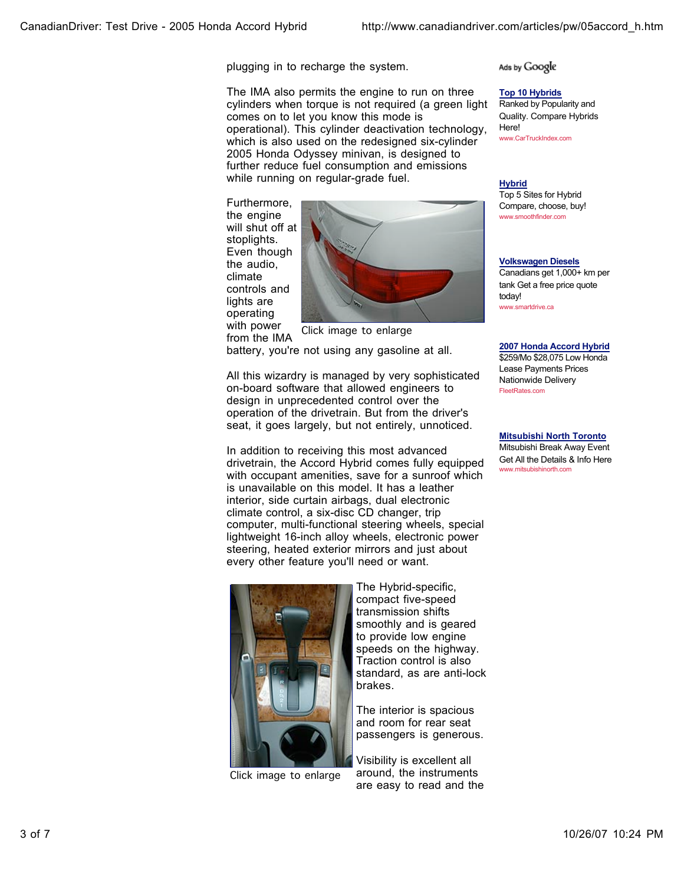plugging in to recharge the system.

The IMA also permits the engine to run on three cylinders when torque is not required (a green light comes on to let you know this mode is operational). This cylinder deactivation technology, which is also used on the redesigned six-cylinder 2005 Honda Odyssey minivan, is designed to further reduce fuel consumption and emissions while running on regular-grade fuel.

Furthermore, the engine will shut off at stoplights. Even though the audio, climate controls and lights are operating with power from the IMA battery, you're not using any gasoline at all.

Click image to enlarge

All this wizardry is managed by very sophisticated on-board software that allowed engineers to design in unprecedented control over the operation of the drivetrain. But from the driver's seat, it goes largely, but not entirely, unnoticed.

In addition to receiving this most advanced drivetrain, the Accord Hybrid comes fully equipped with occupant amenities, save for a sunroof which is unavailable on this model. It has a leather interior, side curtain airbags, dual electronic climate control, a six-disc CD changer, trip computer, multi-functional steering wheels, special lightweight 16-inch alloy wheels, electronic power steering, heated exterior mirrors and just about every other feature you'll need or want.

Click image to enlarge

The Hybrid-specific, compact five-speed transmission shifts smoothly and is geared to provide low engine speeds on the highway. Traction control is also standard, as are anti-lock brakes.

The interior is spacious and room for rear seat passengers is generous.

Visibility is excellent all around, the instruments are easy to read and the

Ads by Google

**Top 10 Hybrids**
Ranked by Popularity and Quality. Compare Hybrids Here!
www.CarTruckIndex.com

**Hybrid**
Top 5 Sites for Hybrid Compare, choose, buy!
www.smoothfinder.com

**Volkswagen Diesels**
Canadians get 1,000+ km per tank Get a free price quote today!
www.smartdrive.ca

**2007 Honda Accord Hybrid**
$259/Mo $28,075 Low Honda Lease Payments Prices Nationwide Delivery
FleetRates.com

**Mitsubishi North Toronto**
Mitsubishi Break Away Event Get All the Details & Info Here
www.mitsubishinorth.com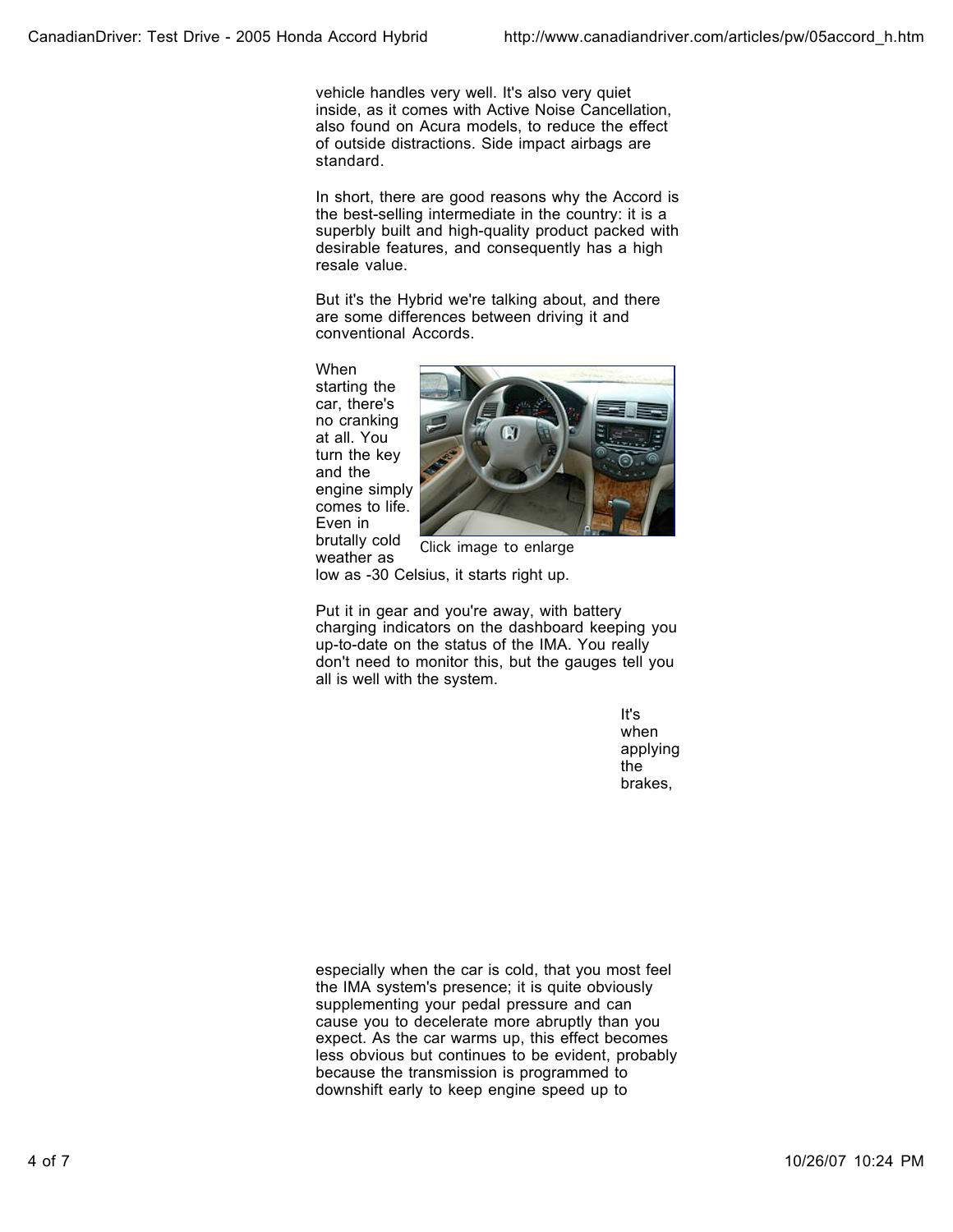vehicle handles very well. It's also very quiet inside, as it comes with Active Noise Cancellation, also found on Acura models, to reduce the effect of outside distractions. Side impact airbags are standard.

In short, there are good reasons why the Accord is the best-selling intermediate in the country: it is a superbly built and high-quality product packed with desirable features, and consequently has a high resale value.

But it's the Hybrid we're talking about, and there are some differences between driving it and conventional Accords.

When starting the car, there's no cranking at all. You turn the key and the engine simply comes to life. Even in brutally cold weather as low as -30 Celsius, it starts right up.

Click image to enlarge

Put it in gear and you're away, with battery charging indicators on the dashboard keeping you up-to-date on the status of the IMA. You really don't need to monitor this, but the gauges tell you all is well with the system.

It's when applying the brakes, especially when the car is cold, that you most feel the IMA system's presence; it is quite obviously supplementing your pedal pressure and can cause you to decelerate more abruptly than you expect. As the car warms up, this effect becomes less obvious but continues to be evident, probably because the transmission is programmed to downshift early to keep engine speed up to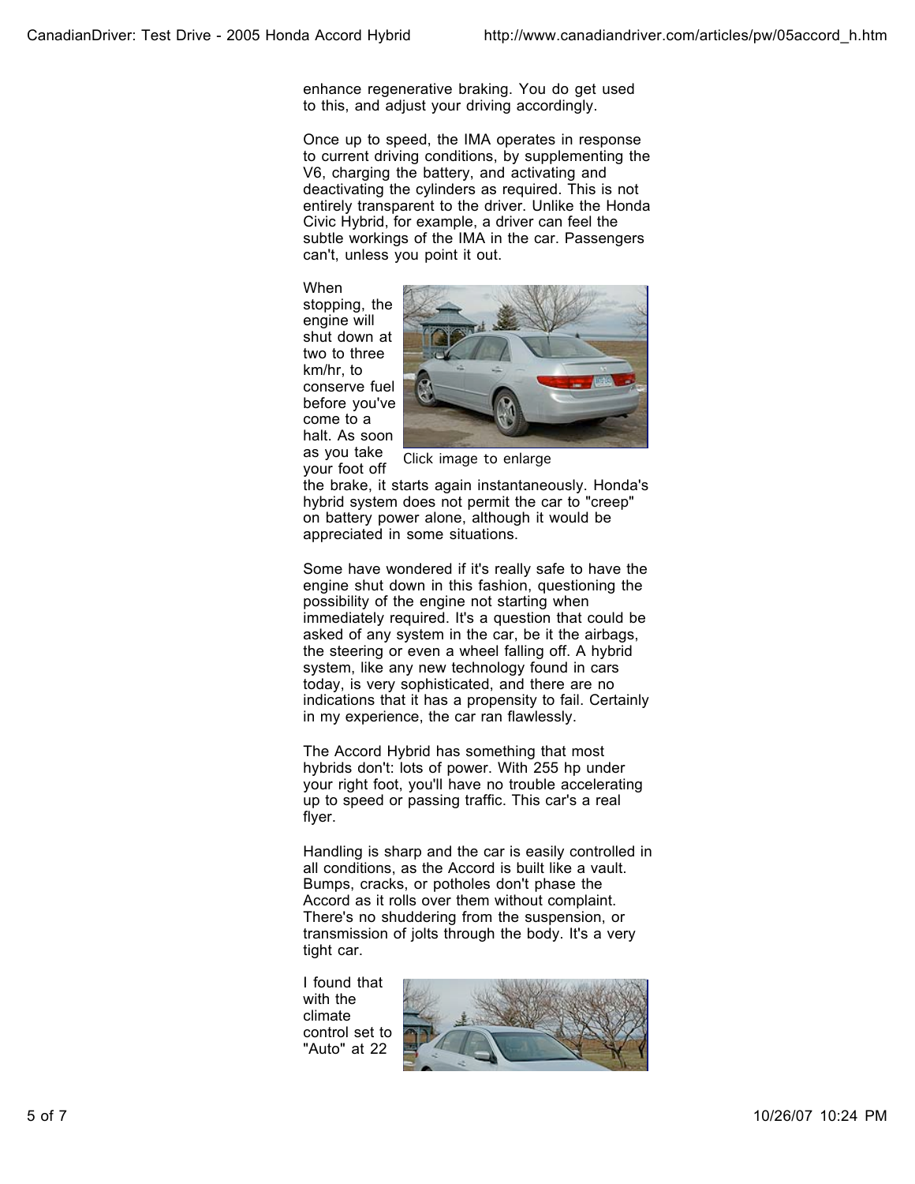enhance regenerative braking. You do get used to this, and adjust your driving accordingly.

Once up to speed, the IMA operates in response to current driving conditions, by supplementing the V6, charging the battery, and activating and deactivating the cylinders as required. This is not entirely transparent to the driver. Unlike the Honda Civic Hybrid, for example, a driver can feel the subtle workings of the IMA in the car. Passengers can't, unless you point it out.

When stopping, the engine will shut down at two to three km/hr, to conserve fuel before you've come to a halt. As soon as you take your foot off the brake, it starts again instantaneously. Honda's hybrid system does not permit the car to "creep" on battery power alone, although it would be appreciated in some situations.

Click image to enlarge

Some have wondered if it's really safe to have the engine shut down in this fashion, questioning the possibility of the engine not starting when immediately required. It's a question that could be asked of any system in the car, be it the airbags, the steering or even a wheel falling off. A hybrid system, like any new technology found in cars today, is very sophisticated, and there are no indications that it has a propensity to fail. Certainly in my experience, the car ran flawlessly.

The Accord Hybrid has something that most hybrids don't: lots of power. With 255 hp under your right foot, you'll have no trouble accelerating up to speed or passing traffic. This car's a real flyer.

Handling is sharp and the car is easily controlled in all conditions, as the Accord is built like a vault. Bumps, cracks, or potholes don't phase the Accord as it rolls over them without complaint. There's no shuddering from the suspension, or transmission of jolts through the body. It's a very tight car.

I found that with the climate control set to "Auto" at 22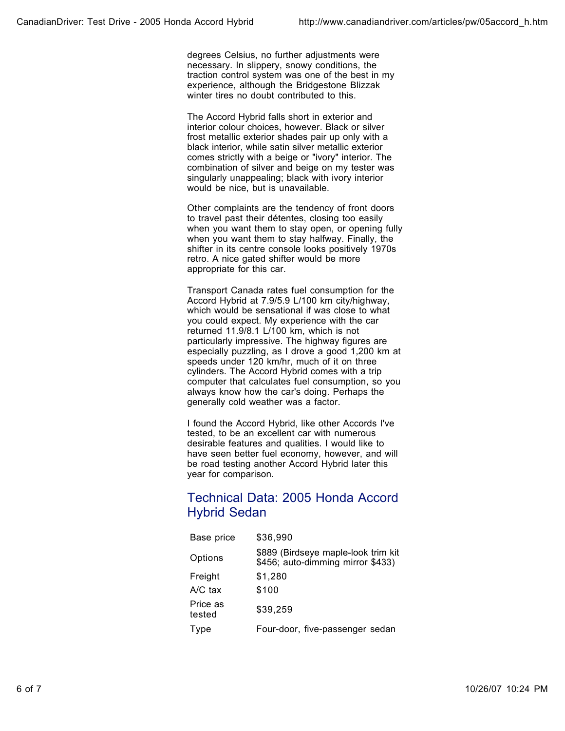degrees Celsius, no further adjustments were necessary. In slippery, snowy conditions, the traction control system was one of the best in my experience, although the Bridgestone Blizzak winter tires no doubt contributed to this.

The Accord Hybrid falls short in exterior and interior colour choices, however. Black or silver frost metallic exterior shades pair up only with a black interior, while satin silver metallic exterior comes strictly with a beige or "ivory" interior. The combination of silver and beige on my tester was singularly unappealing; black with ivory interior would be nice, but is unavailable.

Other complaints are the tendency of front doors to travel past their détentes, closing too easily when you want them to stay open, or opening fully when you want them to stay halfway. Finally, the shifter in its centre console looks positively 1970s retro. A nice gated shifter would be more appropriate for this car.

Transport Canada rates fuel consumption for the Accord Hybrid at 7.9/5.9 L/100 km city/highway, which would be sensational if was close to what you could expect. My experience with the car returned 11.9/8.1 L/100 km, which is not particularly impressive. The highway figures are especially puzzling, as I drove a good 1,200 km at speeds under 120 km/hr, much of it on three cylinders. The Accord Hybrid comes with a trip computer that calculates fuel consumption, so you always know how the car's doing. Perhaps the generally cold weather was a factor.

I found the Accord Hybrid, like other Accords I've tested, to be an excellent car with numerous desirable features and qualities. I would like to have seen better fuel economy, however, and will be road testing another Accord Hybrid later this year for comparison.

## Technical Data: 2005 Honda Accord Hybrid Sedan

| | |
|---|---|
| Base price | $36,990 |
| Options | $889 (Birdseye maple-look trim kit $456; auto-dimming mirror $433) |
| Freight | $1,280 |
| A/C tax | $100 |
| Price as tested | $39,259 |
| Type | Four-door, five-passenger sedan |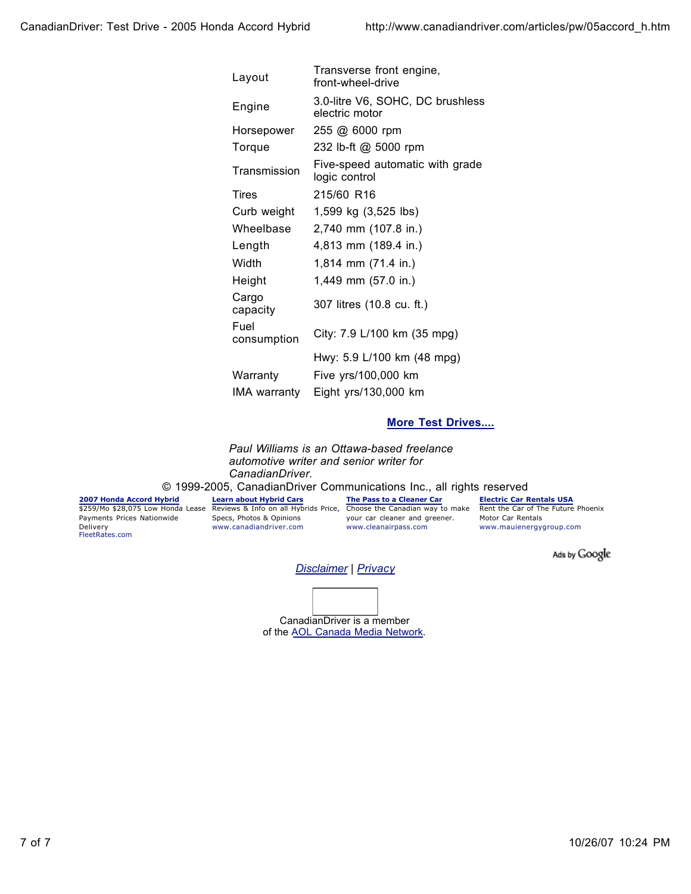| | |
|---|---|
| Layout | Transverse front engine, front-wheel-drive |
| Engine | 3.0-litre V6, SOHC, DC brushless electric motor |
| Horsepower | 255 @ 6000 rpm |
| Torque | 232 lb-ft @ 5000 rpm |
| Transmission | Five-speed automatic with grade logic control |
| Tires | 215/60 R16 |
| Curb weight | 1,599 kg (3,525 lbs) |
| Wheelbase | 2,740 mm (107.8 in.) |
| Length | 4,813 mm (189.4 in.) |
| Width | 1,814 mm (71.4 in.) |
| Height | 1,449 mm (57.0 in.) |
| Cargo capacity | 307 litres (10.8 cu. ft.) |
| Fuel consumption | City: 7.9 L/100 km (35 mpg) |
| | Hwy: 5.9 L/100 km (48 mpg) |
| Warranty | Five yrs/100,000 km |
| IMA warranty | Eight yrs/130,000 km |

**More Test Drives....**

*Paul Williams is an Ottawa-based freelance automotive writer and senior writer for CanadianDriver.*

© 1999-2005, CanadianDriver Communications Inc., all rights reserved

**2007 Honda Accord Hybrid**
$259/Mo $28,075 Low Honda Lease Payments Prices Nationwide Delivery
FleetRates.com

**Learn about Hybrid Cars**
Reviews & Info on all Hybrids Price, Specs, Photos & Opinions
www.canadiandriver.com

**The Pass to a Cleaner Car**
Choose the Canadian way to make your car cleaner and greener.
www.cleanairpass.com

**Electric Car Rentals USA**
Rent the Car of The Future Phoenix Motor Car Rentals
www.mauienergygroup.com

Ads by Google

Disclaimer | Privacy

CanadianDriver is a member of the AOL Canada Media Network.